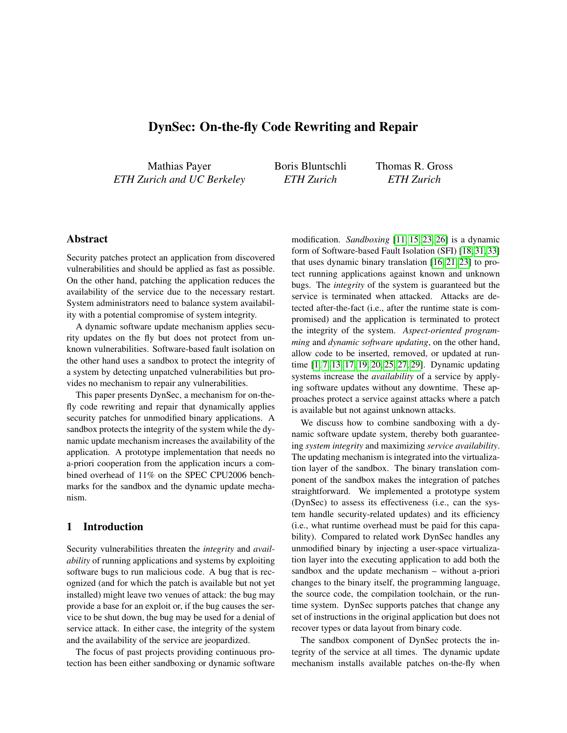# DynSec: On-the-fly Code Rewriting and Repair

Mathias Payer
*ETH Zurich and UC Berkeley*

Boris Bluntschli
*ETH Zurich*

Thomas R. Gross
*ETH Zurich*

## Abstract

Security patches protect an application from discovered vulnerabilities and should be applied as fast as possible. On the other hand, patching the application reduces the availability of the service due to the necessary restart. System administrators need to balance system availability with a potential compromise of system integrity.

A dynamic software update mechanism applies security updates on the fly but does not protect from unknown vulnerabilities. Software-based fault isolation on the other hand uses a sandbox to protect the integrity of a system by detecting unpatched vulnerabilities but provides no mechanism to repair any vulnerabilities.

This paper presents DynSec, a mechanism for on-the-fly code rewriting and repair that dynamically applies security patches for unmodified binary applications. A sandbox protects the integrity of the system while the dynamic update mechanism increases the availability of the application. A prototype implementation that needs no a-priori cooperation from the application incurs a combined overhead of 11% on the SPEC CPU2006 benchmarks for the sandbox and the dynamic update mechanism.

## 1 Introduction

Security vulnerabilities threaten the *integrity* and *availability* of running applications and systems by exploiting software bugs to run malicious code. A bug that is recognized (and for which the patch is available but not yet installed) might leave two venues of attack: the bug may provide a base for an exploit or, if the bug causes the service to be shut down, the bug may be used for a denial of service attack. In either case, the integrity of the system and the availability of the service are jeopardized.

The focus of past projects providing continuous protection has been either sandboxing or dynamic software modification. *Sandboxing* [11, 15, 23, 26] is a dynamic form of Software-based Fault Isolation (SFI) [18, 31, 33] that uses dynamic binary translation [16, 21, 23] to protect running applications against known and unknown bugs. The *integrity* of the system is guaranteed but the service is terminated when attacked. Attacks are detected after-the-fact (i.e., after the runtime state is compromised) and the application is terminated to protect the integrity of the system. *Aspect-oriented programming* and *dynamic software updating*, on the other hand, allow code to be inserted, removed, or updated at runtime [1, 7, 13, 17, 19, 20, 25, 27, 29]. Dynamic updating systems increase the *availability* of a service by applying software updates without any downtime. These approaches protect a service against attacks where a patch is available but not against unknown attacks.

We discuss how to combine sandboxing with a dynamic software update system, thereby both guaranteeing *system integrity* and maximizing *service availability*. The updating mechanism is integrated into the virtualization layer of the sandbox. The binary translation component of the sandbox makes the integration of patches straightforward. We implemented a prototype system (DynSec) to assess its effectiveness (i.e., can the system handle security-related updates) and its efficiency (i.e., what runtime overhead must be paid for this capability). Compared to related work DynSec handles any unmodified binary by injecting a user-space virtualization layer into the executing application to add both the sandbox and the update mechanism – without a-priori changes to the binary itself, the programming language, the source code, the compilation toolchain, or the runtime system. DynSec supports patches that change any set of instructions in the original application but does not recover types or data layout from binary code.

The sandbox component of DynSec protects the integrity of the service at all times. The dynamic update mechanism installs available patches on-the-fly when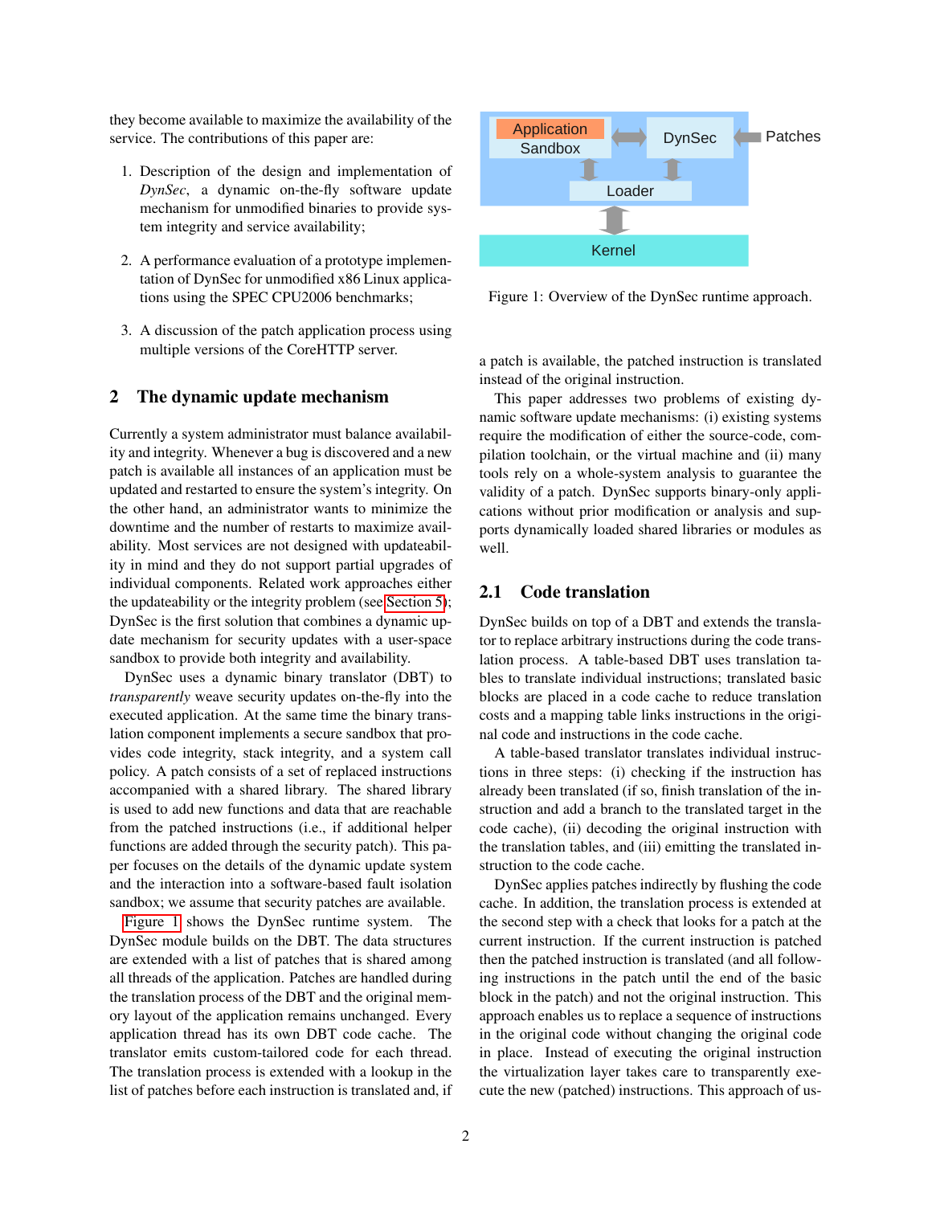they become available to maximize the availability of the service. The contributions of this paper are:

1. Description of the design and implementation of *DynSec*, a dynamic on-the-fly software update mechanism for unmodified binaries to provide system integrity and service availability;

2. A performance evaluation of a prototype implementation of DynSec for unmodified x86 Linux applications using the SPEC CPU2006 benchmarks;

3. A discussion of the patch application process using multiple versions of the CoreHTTP server.

## 2 The dynamic update mechanism

Currently a system administrator must balance availability and integrity. Whenever a bug is discovered and a new patch is available all instances of an application must be updated and restarted to ensure the system's integrity. On the other hand, an administrator wants to minimize the downtime and the number of restarts to maximize availability. Most services are not designed with updateability in mind and they do not support partial upgrades of individual components. Related work approaches either the updateability or the integrity problem (see Section 5); DynSec is the first solution that combines a dynamic update mechanism for security updates with a user-space sandbox to provide both integrity and availability.

DynSec uses a dynamic binary translator (DBT) to *transparently* weave security updates on-the-fly into the executed application. At the same time the binary translation component implements a secure sandbox that provides code integrity, stack integrity, and a system call policy. A patch consists of a set of replaced instructions accompanied with a shared library. The shared library is used to add new functions and data that are reachable from the patched instructions (i.e., if additional helper functions are added through the security patch). This paper focuses on the details of the dynamic update system and the interaction into a software-based fault isolation sandbox; we assume that security patches are available.

Figure 1 shows the DynSec runtime system. The DynSec module builds on the DBT. The data structures are extended with a list of patches that is shared among all threads of the application. Patches are handled during the translation process of the DBT and the original memory layout of the application remains unchanged. Every application thread has its own DBT code cache. The translator emits custom-tailored code for each thread. The translation process is extended with a lookup in the list of patches before each instruction is translated and, if a patch is available, the patched instruction is translated instead of the original instruction.

Application Sandbox | DynSec | Patches | Loader | Kernel

Figure 1: Overview of the DynSec runtime approach.

This paper addresses two problems of existing dynamic software update mechanisms: (i) existing systems require the modification of either the source-code, compilation toolchain, or the virtual machine and (ii) many tools rely on a whole-system analysis to guarantee the validity of a patch. DynSec supports binary-only applications without prior modification or analysis and supports dynamically loaded shared libraries or modules as well.

### 2.1 Code translation

DynSec builds on top of a DBT and extends the translator to replace arbitrary instructions during the code translation process. A table-based DBT uses translation tables to translate individual instructions; translated basic blocks are placed in a code cache to reduce translation costs and a mapping table links instructions in the original code and instructions in the code cache.

A table-based translator translates individual instructions in three steps: (i) checking if the instruction has already been translated (if so, finish translation of the instruction and add a branch to the translated target in the code cache), (ii) decoding the original instruction with the translation tables, and (iii) emitting the translated instruction to the code cache.

DynSec applies patches indirectly by flushing the code cache. In addition, the translation process is extended at the second step with a check that looks for a patch at the current instruction. If the current instruction is patched then the patched instruction is translated (and all following instructions in the patch until the end of the basic block in the patch) and not the original instruction. This approach enables us to replace a sequence of instructions in the original code without changing the original code in place. Instead of executing the original instruction the virtualization layer takes care to transparently execute the new (patched) instructions. This approach of us-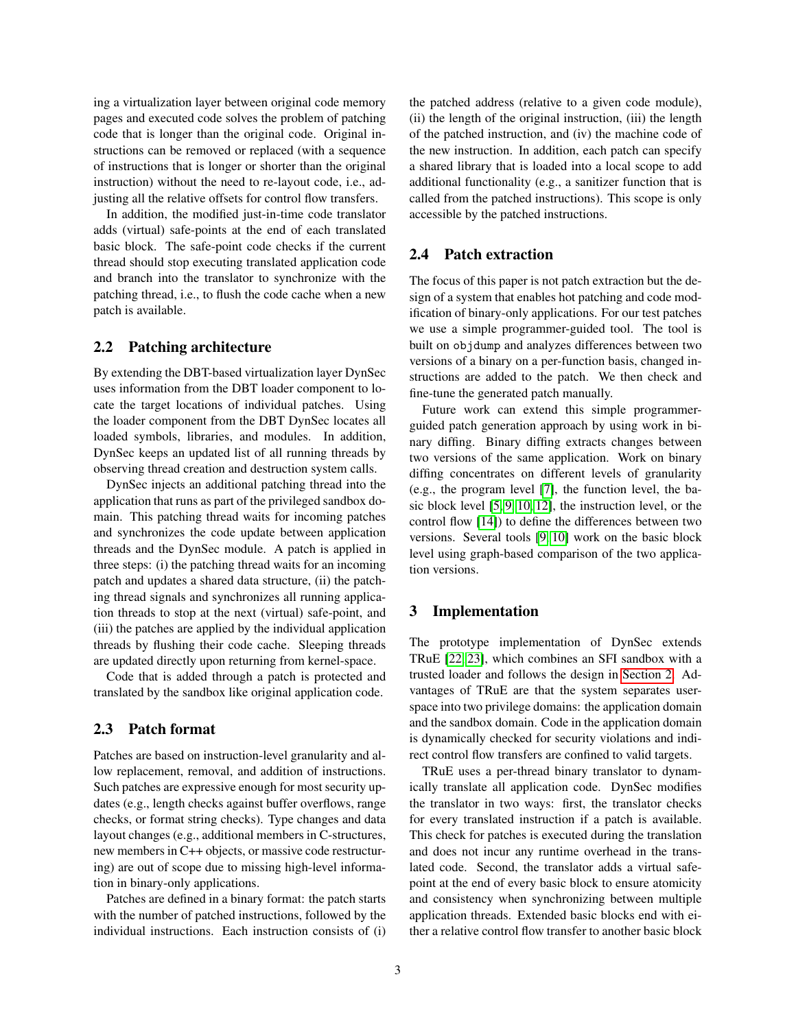ing a virtualization layer between original code memory pages and executed code solves the problem of patching code that is longer than the original code. Original instructions can be removed or replaced (with a sequence of instructions that is longer or shorter than the original instruction) without the need to re-layout code, i.e., adjusting all the relative offsets for control flow transfers.

In addition, the modified just-in-time code translator adds (virtual) safe-points at the end of each translated basic block. The safe-point code checks if the current thread should stop executing translated application code and branch into the translator to synchronize with the patching thread, i.e., to flush the code cache when a new patch is available.

## 2.2 Patching architecture

By extending the DBT-based virtualization layer DynSec uses information from the DBT loader component to locate the target locations of individual patches. Using the loader component from the DBT DynSec locates all loaded symbols, libraries, and modules. In addition, DynSec keeps an updated list of all running threads by observing thread creation and destruction system calls.

DynSec injects an additional patching thread into the application that runs as part of the privileged sandbox domain. This patching thread waits for incoming patches and synchronizes the code update between application threads and the DynSec module. A patch is applied in three steps: (i) the patching thread waits for an incoming patch and updates a shared data structure, (ii) the patching thread signals and synchronizes all running application threads to stop at the next (virtual) safe-point, and (iii) the patches are applied by the individual application threads by flushing their code cache. Sleeping threads are updated directly upon returning from kernel-space.

Code that is added through a patch is protected and translated by the sandbox like original application code.

## 2.3 Patch format

Patches are based on instruction-level granularity and allow replacement, removal, and addition of instructions. Such patches are expressive enough for most security updates (e.g., length checks against buffer overflows, range checks, or format string checks). Type changes and data layout changes (e.g., additional members in C-structures, new members in C++ objects, or massive code restructuring) are out of scope due to missing high-level information in binary-only applications.

Patches are defined in a binary format: the patch starts with the number of patched instructions, followed by the individual instructions. Each instruction consists of (i) the patched address (relative to a given code module), (ii) the length of the original instruction, (iii) the length of the patched instruction, and (iv) the machine code of the new instruction. In addition, each patch can specify a shared library that is loaded into a local scope to add additional functionality (e.g., a sanitizer function that is called from the patched instructions). This scope is only accessible by the patched instructions.

## 2.4 Patch extraction

The focus of this paper is not patch extraction but the design of a system that enables hot patching and code modification of binary-only applications. For our test patches we use a simple programmer-guided tool. The tool is built on `objdump` and analyzes differences between two versions of a binary on a per-function basis, changed instructions are added to the patch. We then check and fine-tune the generated patch manually.

Future work can extend this simple programmer-guided patch generation approach by using work in binary diffing. Binary diffing extracts changes between two versions of the same application. Work on binary diffing concentrates on different levels of granularity (e.g., the program level [7], the function level, the basic block level [5, 9, 10, 12], the instruction level, or the control flow [14]) to define the differences between two versions. Several tools [9, 10] work on the basic block level using graph-based comparison of the two application versions.

# 3 Implementation

The prototype implementation of DynSec extends TRuE [22, 23], which combines an SFI sandbox with a trusted loader and follows the design in Section 2. Advantages of TRuE are that the system separates user-space into two privilege domains: the application domain and the sandbox domain. Code in the application domain is dynamically checked for security violations and indirect control flow transfers are confined to valid targets.

TRuE uses a per-thread binary translator to dynamically translate all application code. DynSec modifies the translator in two ways: first, the translator checks for every translated instruction if a patch is available. This check for patches is executed during the translation and does not incur any runtime overhead in the translated code. Second, the translator adds a virtual safe-point at the end of every basic block to ensure atomicity and consistency when synchronizing between multiple application threads. Extended basic blocks end with either a relative control flow transfer to another basic block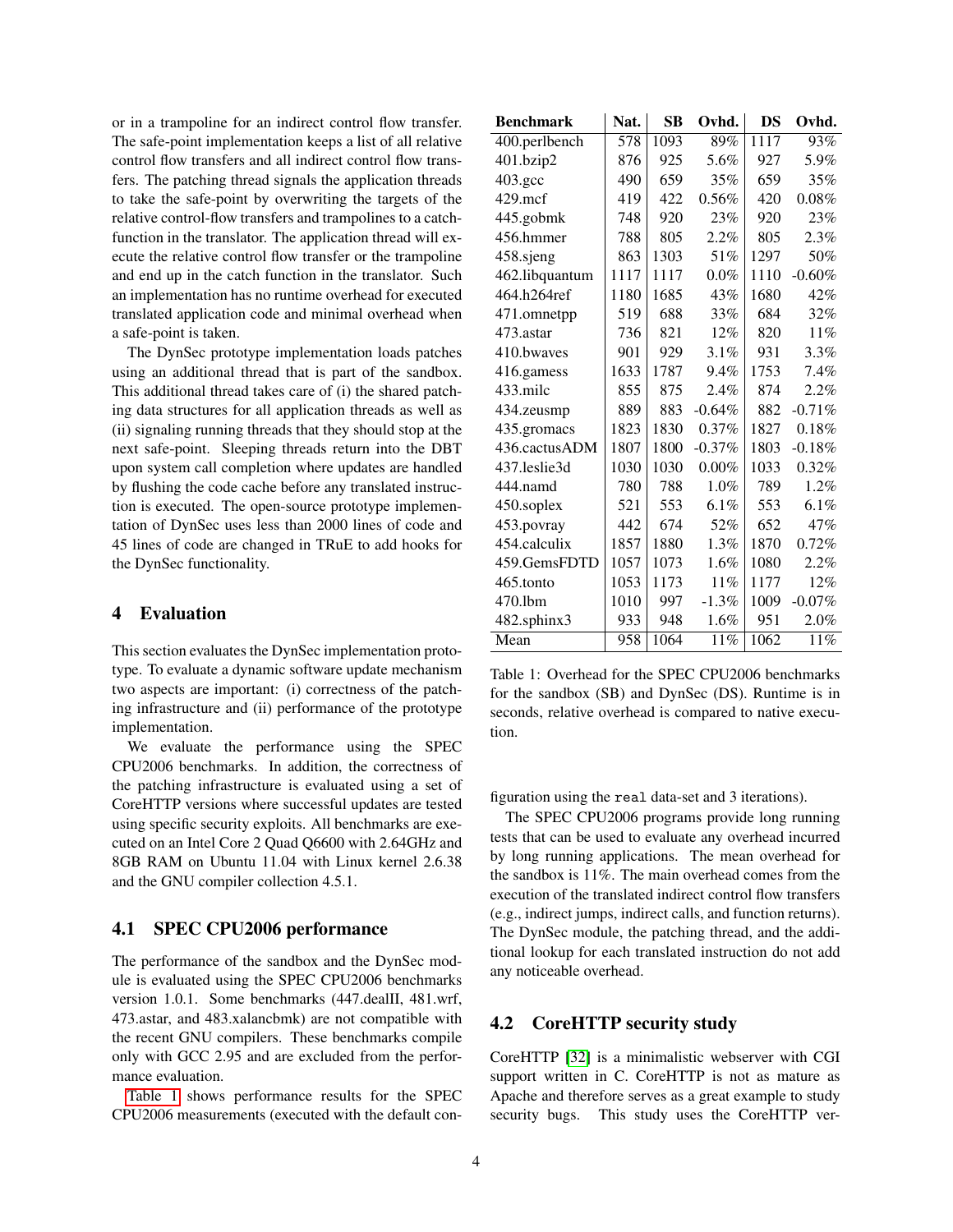or in a trampoline for an indirect control flow transfer. The safe-point implementation keeps a list of all relative control flow transfers and all indirect control flow transfers. The patching thread signals the application threads to take the safe-point by overwriting the targets of the relative control-flow transfers and trampolines to a catch-function in the translator. The application thread will execute the relative control flow transfer or the trampoline and end up in the catch function in the translator. Such an implementation has no runtime overhead for executed translated application code and minimal overhead when a safe-point is taken.

The DynSec prototype implementation loads patches using an additional thread that is part of the sandbox. This additional thread takes care of (i) the shared patching data structures for all application threads as well as (ii) signaling running threads that they should stop at the next safe-point. Sleeping threads return into the DBT upon system call completion where updates are handled by flushing the code cache before any translated instruction is executed. The open-source prototype implementation of DynSec uses less than 2000 lines of code and 45 lines of code are changed in TRuE to add hooks for the DynSec functionality.

## 4 Evaluation

This section evaluates the DynSec implementation prototype. To evaluate a dynamic software update mechanism two aspects are important: (i) correctness of the patching infrastructure and (ii) performance of the prototype implementation.

We evaluate the performance using the SPEC CPU2006 benchmarks. In addition, the correctness of the patching infrastructure is evaluated using a set of CoreHTTP versions where successful updates are tested using specific security exploits. All benchmarks are executed on an Intel Core 2 Quad Q6600 with 2.64GHz and 8GB RAM on Ubuntu 11.04 with Linux kernel 2.6.38 and the GNU compiler collection 4.5.1.

### 4.1 SPEC CPU2006 performance

The performance of the sandbox and the DynSec module is evaluated using the SPEC CPU2006 benchmarks version 1.0.1. Some benchmarks (447.dealII, 481.wrf, 473.astar, and 483.xalancbmk) are not compatible with the recent GNU compilers. These benchmarks compile only with GCC 2.95 and are excluded from the performance evaluation.

Table 1 shows performance results for the SPEC CPU2006 measurements (executed with the default configuration using the `real` data-set and 3 iterations).

| Benchmark | Nat. | SB | Ovhd. | DS | Ovhd. |
|---|---|---|---|---|---|
| 400.perlbench | 578 | 1093 | 89% | 1117 | 93% |
| 401.bzip2 | 876 | 925 | 5.6% | 927 | 5.9% |
| 403.gcc | 490 | 659 | 35% | 659 | 35% |
| 429.mcf | 419 | 422 | 0.56% | 420 | 0.08% |
| 445.gobmk | 748 | 920 | 23% | 920 | 23% |
| 456.hmmer | 788 | 805 | 2.2% | 805 | 2.3% |
| 458.sjeng | 863 | 1303 | 51% | 1297 | 50% |
| 462.libquantum | 1117 | 1117 | 0.0% | 1110 | -0.60% |
| 464.h264ref | 1180 | 1685 | 43% | 1680 | 42% |
| 471.omnetpp | 519 | 688 | 33% | 684 | 32% |
| 473.astar | 736 | 821 | 12% | 820 | 11% |
| 410.bwaves | 901 | 929 | 3.1% | 931 | 3.3% |
| 416.gamess | 1633 | 1787 | 9.4% | 1753 | 7.4% |
| 433.milc | 855 | 875 | 2.4% | 874 | 2.2% |
| 434.zeusmp | 889 | 883 | -0.64% | 882 | -0.71% |
| 435.gromacs | 1823 | 1830 | 0.37% | 1827 | 0.18% |
| 436.cactusADM | 1807 | 1800 | -0.37% | 1803 | -0.18% |
| 437.leslie3d | 1030 | 1030 | 0.00% | 1033 | 0.32% |
| 444.namd | 780 | 788 | 1.0% | 789 | 1.2% |
| 450.soplex | 521 | 553 | 6.1% | 553 | 6.1% |
| 453.povray | 442 | 674 | 52% | 652 | 47% |
| 454.calculix | 1857 | 1880 | 1.3% | 1870 | 0.72% |
| 459.GemsFDTD | 1057 | 1073 | 1.6% | 1080 | 2.2% |
| 465.tonto | 1053 | 1173 | 11% | 1177 | 12% |
| 470.lbm | 1010 | 997 | -1.3% | 1009 | -0.07% |
| 482.sphinx3 | 933 | 948 | 1.6% | 951 | 2.0% |
| Mean | 958 | 1064 | 11% | 1062 | 11% |

Table 1: Overhead for the SPEC CPU2006 benchmarks for the sandbox (SB) and DynSec (DS). Runtime is in seconds, relative overhead is compared to native execution.

The SPEC CPU2006 programs provide long running tests that can be used to evaluate any overhead incurred by long running applications. The mean overhead for the sandbox is 11%. The main overhead comes from the execution of the translated indirect control flow transfers (e.g., indirect jumps, indirect calls, and function returns). The DynSec module, the patching thread, and the additional lookup for each translated instruction do not add any noticeable overhead.

### 4.2 CoreHTTP security study

CoreHTTP [32] is a minimalistic webserver with CGI support written in C. CoreHTTP is not as mature as Apache and therefore serves as a great example to study security bugs. This study uses the CoreHTTP ver-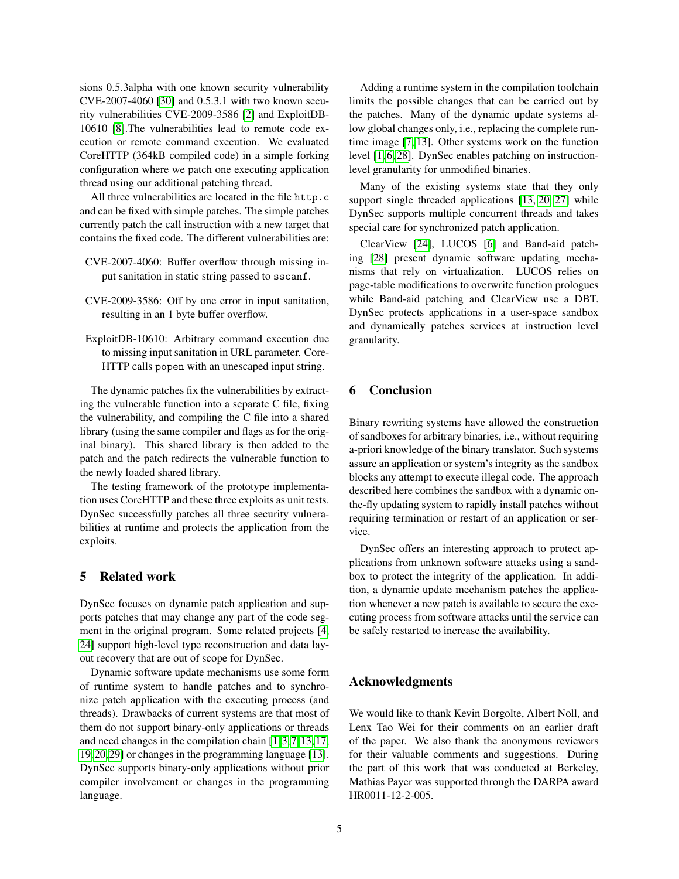sions 0.5.3alpha with one known security vulnerability CVE-2007-4060 [30] and 0.5.3.1 with two known security vulnerabilities CVE-2009-3586 [2] and ExploitDB-10610 [8].The vulnerabilities lead to remote code execution or remote command execution. We evaluated CoreHTTP (364kB compiled code) in a simple forking configuration where we patch one executing application thread using our additional patching thread.

All three vulnerabilities are located in the file `http.c` and can be fixed with simple patches. The simple patches currently patch the call instruction with a new target that contains the fixed code. The different vulnerabilities are:

CVE-2007-4060: Buffer overflow through missing input sanitation in static string passed to `sscanf`.

CVE-2009-3586: Off by one error in input sanitation, resulting in an 1 byte buffer overflow.

ExploitDB-10610: Arbitrary command execution due to missing input sanitation in URL parameter. CoreHTTP calls `popen` with an unescaped input string.

The dynamic patches fix the vulnerabilities by extracting the vulnerable function into a separate C file, fixing the vulnerability, and compiling the C file into a shared library (using the same compiler and flags as for the original binary). This shared library is then added to the patch and the patch redirects the vulnerable function to the newly loaded shared library.

The testing framework of the prototype implementation uses CoreHTTP and these three exploits as unit tests. DynSec successfully patches all three security vulnerabilities at runtime and protects the application from the exploits.

## 5 Related work

DynSec focuses on dynamic patch application and supports patches that may change any part of the code segment in the original program. Some related projects [4, 24] support high-level type reconstruction and data layout recovery that are out of scope for DynSec.

Dynamic software update mechanisms use some form of runtime system to handle patches and to synchronize patch application with the executing process (and threads). Drawbacks of current systems are that most of them do not support binary-only applications or threads and need changes in the compilation chain [1, 3, 7, 13, 17, 19, 20, 29] or changes in the programming language [13]. DynSec supports binary-only applications without prior compiler involvement or changes in the programming language.

Adding a runtime system in the compilation toolchain limits the possible changes that can be carried out by the patches. Many of the dynamic update systems allow global changes only, i.e., replacing the complete runtime image [7, 13]. Other systems work on the function level [1, 6, 28]. DynSec enables patching on instruction-level granularity for unmodified binaries.

Many of the existing systems state that they only support single threaded applications [13, 20, 27] while DynSec supports multiple concurrent threads and takes special care for synchronized patch application.

ClearView [24], LUCOS [6] and Band-aid patching [28] present dynamic software updating mechanisms that rely on virtualization. LUCOS relies on page-table modifications to overwrite function prologues while Band-aid patching and ClearView use a DBT. DynSec protects applications in a user-space sandbox and dynamically patches services at instruction level granularity.

## 6 Conclusion

Binary rewriting systems have allowed the construction of sandboxes for arbitrary binaries, i.e., without requiring a-priori knowledge of the binary translator. Such systems assure an application or system's integrity as the sandbox blocks any attempt to execute illegal code. The approach described here combines the sandbox with a dynamic on-the-fly updating system to rapidly install patches without requiring termination or restart of an application or service.

DynSec offers an interesting approach to protect applications from unknown software attacks using a sandbox to protect the integrity of the application. In addition, a dynamic update mechanism patches the application whenever a new patch is available to secure the executing process from software attacks until the service can be safely restarted to increase the availability.

## Acknowledgments

We would like to thank Kevin Borgolte, Albert Noll, and Lenx Tao Wei for their comments on an earlier draft of the paper. We also thank the anonymous reviewers for their valuable comments and suggestions. During the part of this work that was conducted at Berkeley, Mathias Payer was supported through the DARPA award HR0011-12-2-005.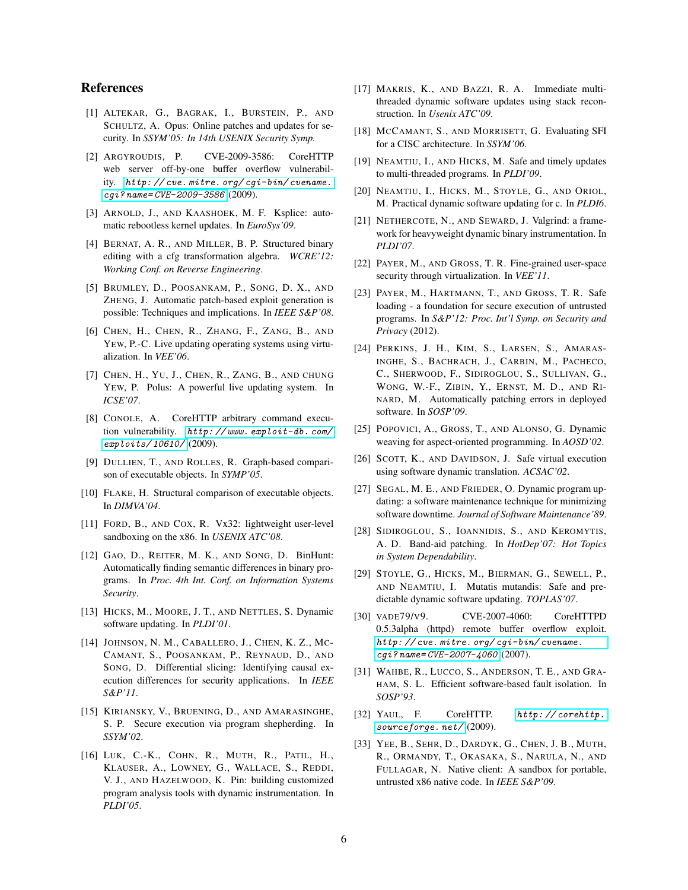## References

[1] Altekar, G., Bagrak, I., Burstein, P., and Schultz, A. Opus: Online patches and updates for security. In *SSYM'05: In 14th USENIX Security Symp.*

[2] Argyroudis, P. CVE-2009-3586: CoreHTTP web server off-by-one buffer overflow vulnerability. `http://cve.mitre.org/cgi-bin/cvename.cgi?name=CVE-2009-3586` (2009).

[3] Arnold, J., and Kaashoek, M. F. Ksplice: automatic rebootless kernel updates. In *EuroSys'09*.

[4] Bernat, A. R., and Miller, B. P. Structured binary editing with a cfg transformation algebra. *WCRE'12: Working Conf. on Reverse Engineering*.

[5] Brumley, D., Poosankam, P., Song, D. X., and Zheng, J. Automatic patch-based exploit generation is possible: Techniques and implications. In *IEEE S&P'08*.

[6] Chen, H., Chen, R., Zhang, F., Zang, B., and Yew, P.-C. Live updating operating systems using virtualization. In *VEE'06*.

[7] Chen, H., Yu, J., Chen, R., Zang, B., and chung Yew, P. Polus: A powerful live updating system. In *ICSE'07*.

[8] Conole, A. CoreHTTP arbitrary command execution vulnerability. `http://www.exploit-db.com/exploits/10610/` (2009).

[9] Dullien, T., and Rolles, R. Graph-based comparison of executable objects. In *SYMP'05*.

[10] Flake, H. Structural comparison of executable objects. In *DIMVA'04*.

[11] Ford, B., and Cox, R. Vx32: lightweight user-level sandboxing on the x86. In *USENIX ATC'08*.

[12] Gao, D., Reiter, M. K., and Song, D. BinHunt: Automatically finding semantic differences in binary programs. In *Proc. 4th Int. Conf. on Information Systems Security*.

[13] Hicks, M., Moore, J. T., and Nettles, S. Dynamic software updating. In *PLDI'01*.

[14] Johnson, N. M., Caballero, J., Chen, K. Z., McCamant, S., Poosankam, P., Reynaud, D., and Song, D. Differential slicing: Identifying causal execution differences for security applications. In *IEEE S&P'11*.

[15] Kiriansky, V., Bruening, D., and Amarasinghe, S. P. Secure execution via program shepherding. In *SSYM'02*.

[16] Luk, C.-K., Cohn, R., Muth, R., Patil, H., Klauser, A., Lowney, G., Wallace, S., Reddi, V. J., and Hazelwood, K. Pin: building customized program analysis tools with dynamic instrumentation. In *PLDI'05*.

[17] Makris, K., and Bazzi, R. A. Immediate multi-threaded dynamic software updates using stack reconstruction. In *Usenix ATC'09*.

[18] McCamant, S., and Morrisett, G. Evaluating SFI for a CISC architecture. In *SSYM'06*.

[19] Neamtiu, I., and Hicks, M. Safe and timely updates to multi-threaded programs. In *PLDI'09*.

[20] Neamtiu, I., Hicks, M., Stoyle, G., and Oriol, M. Practical dynamic software updating for c. In *PLDI6*.

[21] Nethercote, N., and Seward, J. Valgrind: a framework for heavyweight dynamic binary instrumentation. In *PLDI'07*.

[22] Payer, M., and Gross, T. R. Fine-grained user-space security through virtualization. In *VEE'11*.

[23] Payer, M., Hartmann, T., and Gross, T. R. Safe loading - a foundation for secure execution of untrusted programs. In *S&P'12: Proc. Int'l Symp. on Security and Privacy* (2012).

[24] Perkins, J. H., Kim, S., Larsen, S., Amarasinghe, S., Bachrach, J., Carbin, M., Pacheco, C., Sherwood, F., Sidiroglou, S., Sullivan, G., Wong, W.-F., Zibin, Y., Ernst, M. D., and Rinard, M. Automatically patching errors in deployed software. In *SOSP'09*.

[25] Popovici, A., Gross, T., and Alonso, G. Dynamic weaving for aspect-oriented programming. In *AOSD'02*.

[26] Scott, K., and Davidson, J. Safe virtual execution using software dynamic translation. *ACSAC'02*.

[27] Segal, M. E., and Frieder, O. Dynamic program updating: a software maintenance technique for minimizing software downtime. *Journal of Software Maintenance'89*.

[28] Sidiroglou, S., Ioannidis, S., and Keromytis, A. D. Band-aid patching. In *HotDep'07: Hot Topics in System Dependability*.

[29] Stoyle, G., Hicks, M., Bierman, G., Sewell, P., and Neamtiu, I. Mutatis mutandis: Safe and predictable dynamic software updating. *TOPLAS'07*.

[30] vade79/v9. CVE-2007-4060: CoreHTTPD 0.5.3alpha (httpd) remote buffer overflow exploit. `http://cve.mitre.org/cgi-bin/cvename.cgi?name=CVE-2007-4060` (2007).

[31] Wahbe, R., Lucco, S., Anderson, T. E., and Graham, S. L. Efficient software-based fault isolation. In *SOSP'93*.

[32] Yaul, F. CoreHTTP. `http://corehttp.sourceforge.net/` (2009).

[33] Yee, B., Sehr, D., Dardyk, G., Chen, J. B., Muth, R., Ormandy, T., Okasaka, S., Narula, N., and Fullagar, N. Native client: A sandbox for portable, untrusted x86 native code. In *IEEE S&P'09*.